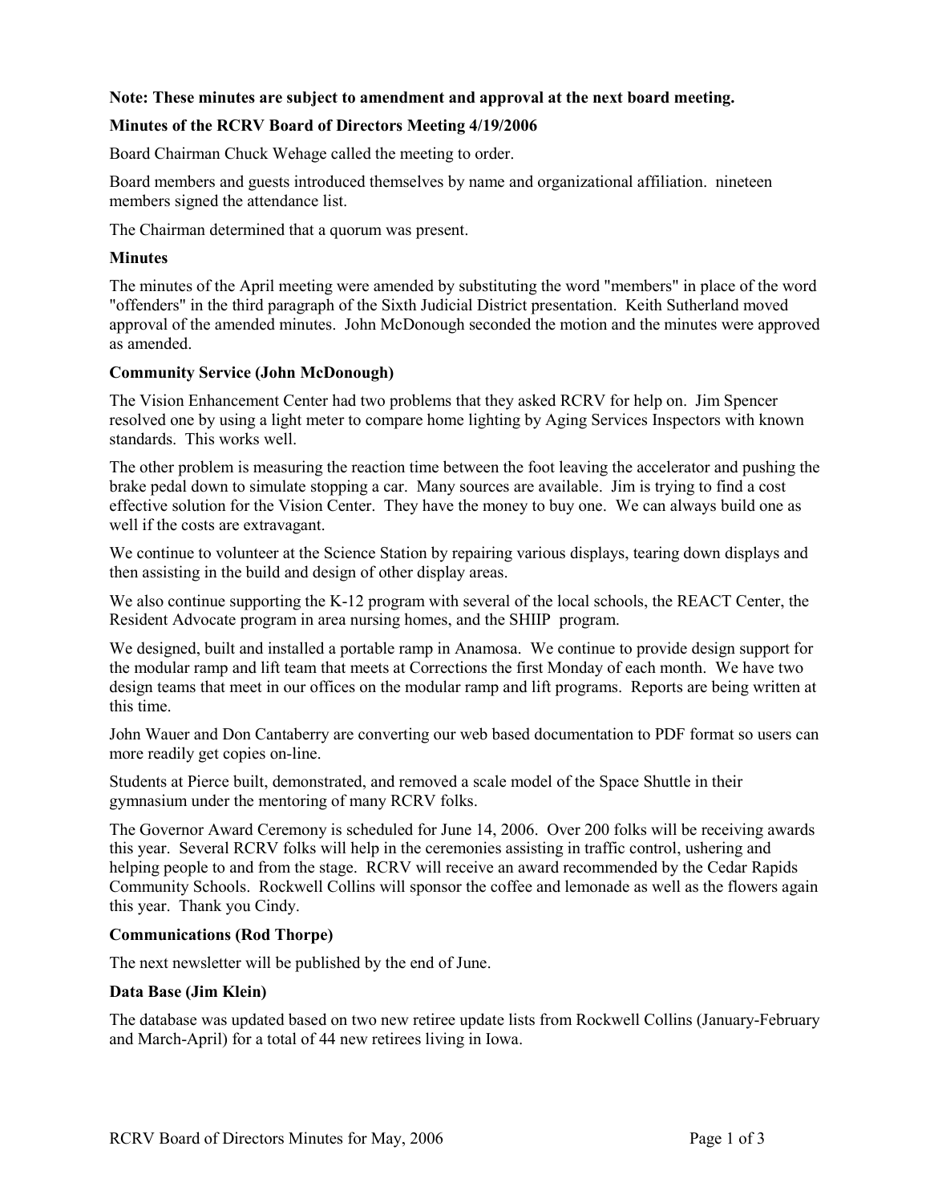**Note: These minutes are subject to amendment and approval at the next board meeting.**

**Minutes of the RCRV Board of Directors Meeting 4/19/2006**

Board Chairman Chuck Wehage called the meeting to order.

Board members and guests introduced themselves by name and organizational affiliation. nineteen members signed the attendance list.

The Chairman determined that a quorum was present.

**Minutes**

The minutes of the April meeting were amended by substituting the word "members" in place of the word "offenders" in the third paragraph of the Sixth Judicial District presentation. Keith Sutherland moved approval of the amended minutes. John McDonough seconded the motion and the minutes were approved as amended.

**Community Service (John McDonough)**

The Vision Enhancement Center had two problems that they asked RCRV for help on. Jim Spencer resolved one by using a light meter to compare home lighting by Aging Services Inspectors with known standards. This works well.

The other problem is measuring the reaction time between the foot leaving the accelerator and pushing the brake pedal down to simulate stopping a car. Many sources are available. Jim is trying to find a cost effective solution for the Vision Center. They have the money to buy one. We can always build one as well if the costs are extravagant.

We continue to volunteer at the Science Station by repairing various displays, tearing down displays and then assisting in the build and design of other display areas.

We also continue supporting the K-12 program with several of the local schools, the REACT Center, the Resident Advocate program in area nursing homes, and the SHIIP program.

We designed, built and installed a portable ramp in Anamosa. We continue to provide design support for the modular ramp and lift team that meets at Corrections the first Monday of each month. We have two design teams that meet in our offices on the modular ramp and lift programs. Reports are being written at this time.

John Wauer and Don Cantaberry are converting our web based documentation to PDF format so users can more readily get copies on-line.

Students at Pierce built, demonstrated, and removed a scale model of the Space Shuttle in their gymnasium under the mentoring of many RCRV folks.

The Governor Award Ceremony is scheduled for June 14, 2006. Over 200 folks will be receiving awards this year. Several RCRV folks will help in the ceremonies assisting in traffic control, ushering and helping people to and from the stage. RCRV will receive an award recommended by the Cedar Rapids Community Schools. Rockwell Collins will sponsor the coffee and lemonade as well as the flowers again this year. Thank you Cindy.

**Communications (Rod Thorpe)**

The next newsletter will be published by the end of June.

**Data Base (Jim Klein)**

The database was updated based on two new retiree update lists from Rockwell Collins (January-February and March-April) for a total of 44 new retirees living in Iowa.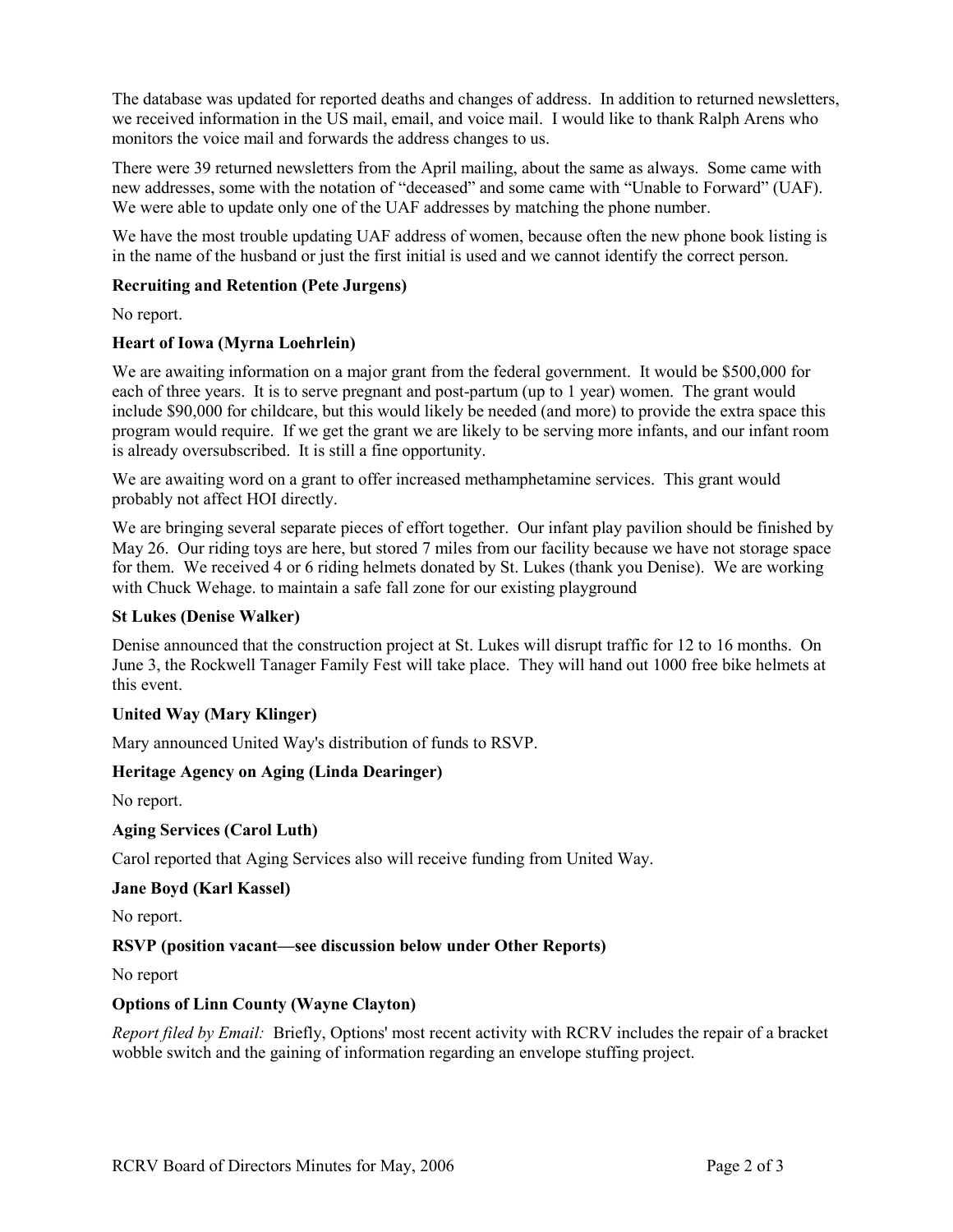The database was updated for reported deaths and changes of address. In addition to returned newsletters, we received information in the US mail, email, and voice mail. I would like to thank Ralph Arens who monitors the voice mail and forwards the address changes to us.

There were 39 returned newsletters from the April mailing, about the same as always. Some came with new addresses, some with the notation of "deceased" and some came with "Unable to Forward" (UAF). We were able to update only one of the UAF addresses by matching the phone number.

We have the most trouble updating UAF address of women, because often the new phone book listing is in the name of the husband or just the first initial is used and we cannot identify the correct person.

**Recruiting and Retention (Pete Jurgens)**

No report.

**Heart of Iowa (Myrna Loehrlein)**

We are awaiting information on a major grant from the federal government. It would be $500,000 for each of three years. It is to serve pregnant and post-partum (up to 1 year) women. The grant would include $90,000 for childcare, but this would likely be needed (and more) to provide the extra space this program would require. If we get the grant we are likely to be serving more infants, and our infant room is already oversubscribed. It is still a fine opportunity.

We are awaiting word on a grant to offer increased methamphetamine services. This grant would probably not affect HOI directly.

We are bringing several separate pieces of effort together. Our infant play pavilion should be finished by May 26. Our riding toys are here, but stored 7 miles from our facility because we have not storage space for them. We received 4 or 6 riding helmets donated by St. Lukes (thank you Denise). We are working with Chuck Wehage. to maintain a safe fall zone for our existing playground

**St Lukes (Denise Walker)**

Denise announced that the construction project at St. Lukes will disrupt traffic for 12 to 16 months. On June 3, the Rockwell Tanager Family Fest will take place. They will hand out 1000 free bike helmets at this event.

**United Way (Mary Klinger)**

Mary announced United Way's distribution of funds to RSVP.

**Heritage Agency on Aging (Linda Dearinger)**

No report.

**Aging Services (Carol Luth)**

Carol reported that Aging Services also will receive funding from United Way.

**Jane Boyd (Karl Kassel)**

No report.

**RSVP (position vacant—see discussion below under Other Reports)**

No report

**Options of Linn County (Wayne Clayton)**

*Report filed by Email:* Briefly, Options' most recent activity with RCRV includes the repair of a bracket wobble switch and the gaining of information regarding an envelope stuffing project.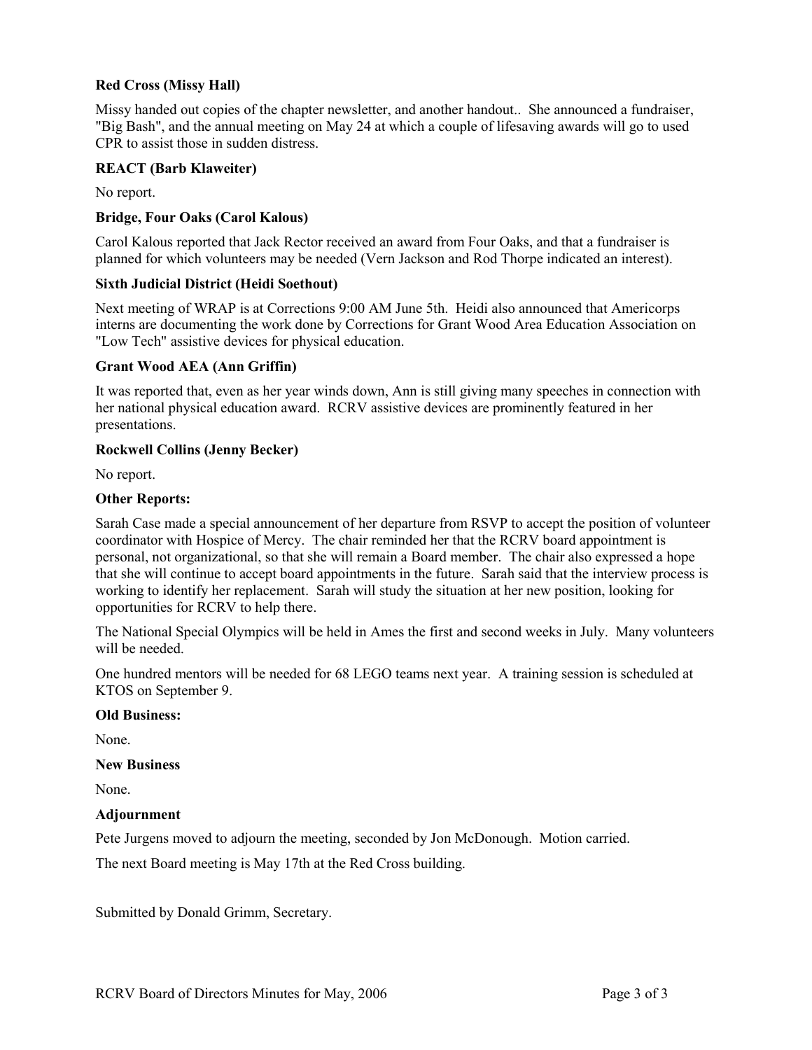**Red Cross (Missy Hall)**

Missy handed out copies of the chapter newsletter, and another handout.. She announced a fundraiser, "Big Bash", and the annual meeting on May 24 at which a couple of lifesaving awards will go to used CPR to assist those in sudden distress.

**REACT (Barb Klaweiter)**

No report.

**Bridge, Four Oaks (Carol Kalous)**

Carol Kalous reported that Jack Rector received an award from Four Oaks, and that a fundraiser is planned for which volunteers may be needed (Vern Jackson and Rod Thorpe indicated an interest).

**Sixth Judicial District (Heidi Soethout)**

Next meeting of WRAP is at Corrections 9:00 AM June 5th. Heidi also announced that Americorps interns are documenting the work done by Corrections for Grant Wood Area Education Association on "Low Tech" assistive devices for physical education.

**Grant Wood AEA (Ann Griffin)**

It was reported that, even as her year winds down, Ann is still giving many speeches in connection with her national physical education award. RCRV assistive devices are prominently featured in her presentations.

**Rockwell Collins (Jenny Becker)**

No report.

**Other Reports:**

Sarah Case made a special announcement of her departure from RSVP to accept the position of volunteer coordinator with Hospice of Mercy. The chair reminded her that the RCRV board appointment is personal, not organizational, so that she will remain a Board member. The chair also expressed a hope that she will continue to accept board appointments in the future. Sarah said that the interview process is working to identify her replacement. Sarah will study the situation at her new position, looking for opportunities for RCRV to help there.

The National Special Olympics will be held in Ames the first and second weeks in July. Many volunteers will be needed.

One hundred mentors will be needed for 68 LEGO teams next year. A training session is scheduled at KTOS on September 9.

**Old Business:**

None.

**New Business**

None.

**Adjournment**

Pete Jurgens moved to adjourn the meeting, seconded by Jon McDonough. Motion carried.

The next Board meeting is May 17th at the Red Cross building.

Submitted by Donald Grimm, Secretary.